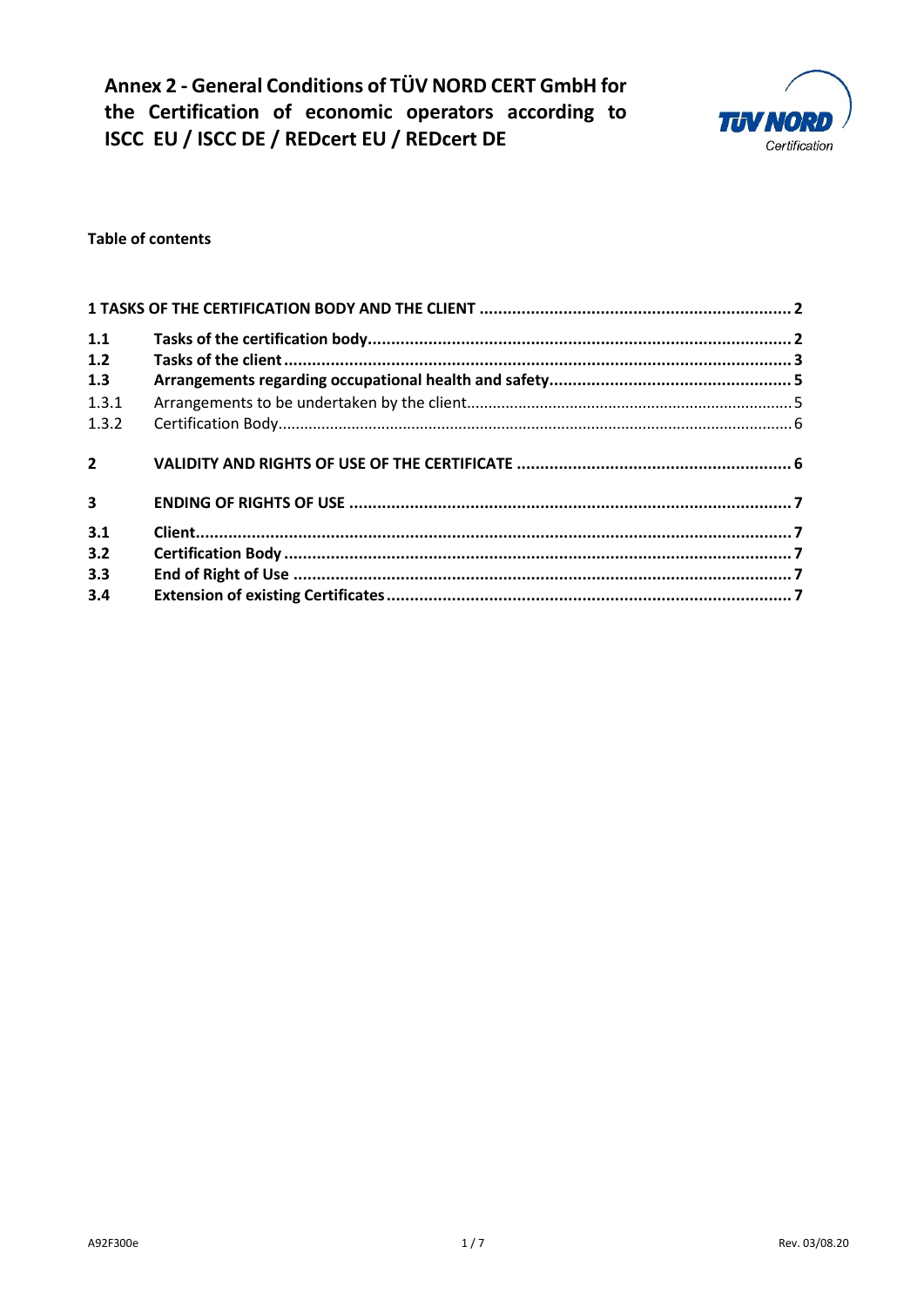# Annex 2 - General Conditions of TÜV NORD CERT GmbH for the Certification of economic operators according to ISCC EU / ISCC DE / REDcert EU / REDcert DE

**Table of contents**

| | | |
|---|---|---|
| **1** | **TASKS OF THE CERTIFICATION BODY AND THE CLIENT** | **2** |
| **1.1** | **Tasks of the certification body** | **2** |
| **1.2** | **Tasks of the client** | **3** |
| **1.3** | **Arrangements regarding occupational health and safety** | **5** |
| 1.3.1 | Arrangements to be undertaken by the client | 5 |
| 1.3.2 | Certification Body | 6 |
| **2** | **VALIDITY AND RIGHTS OF USE OF THE CERTIFICATE** | **6** |
| **3** | **ENDING OF RIGHTS OF USE** | **7** |
| **3.1** | **Client** | **7** |
| **3.2** | **Certification Body** | **7** |
| **3.3** | **End of Right of Use** | **7** |
| **3.4** | **Extension of existing Certificates** | **7** |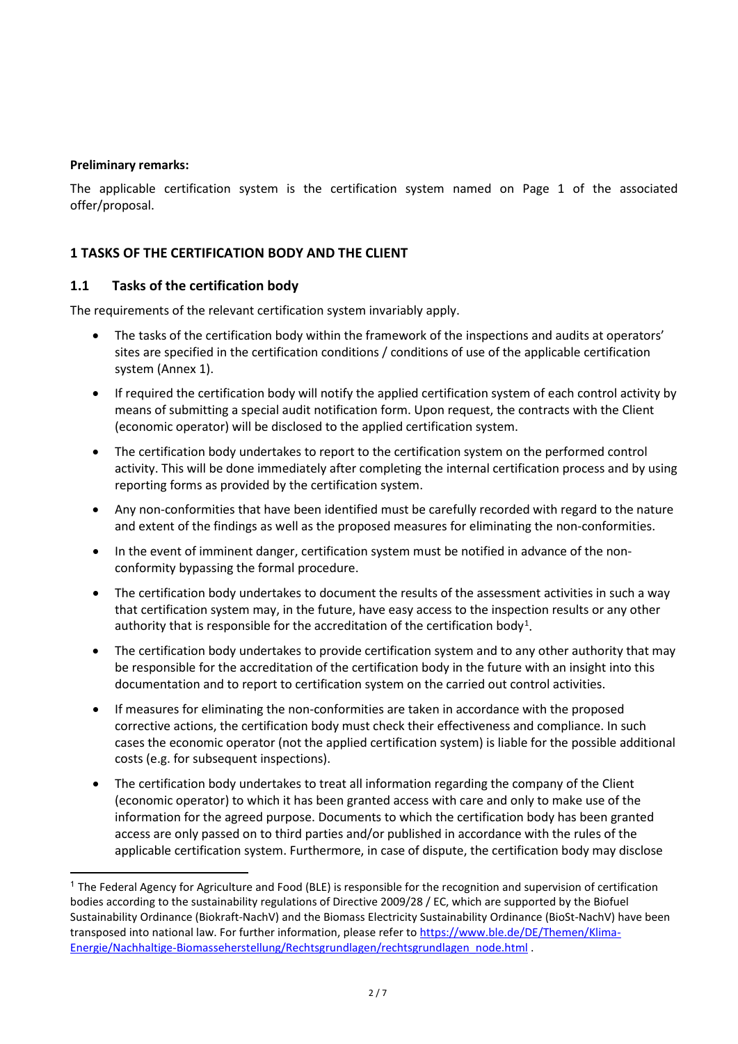**Preliminary remarks:**

The applicable certification system is the certification system named on Page 1 of the associated offer/proposal.

## 1 TASKS OF THE CERTIFICATION BODY AND THE CLIENT

### 1.1 Tasks of the certification body

The requirements of the relevant certification system invariably apply.

- The tasks of the certification body within the framework of the inspections and audits at operators' sites are specified in the certification conditions / conditions of use of the applicable certification system (Annex 1).
- If required the certification body will notify the applied certification system of each control activity by means of submitting a special audit notification form. Upon request, the contracts with the Client (economic operator) will be disclosed to the applied certification system.
- The certification body undertakes to report to the certification system on the performed control activity. This will be done immediately after completing the internal certification process and by using reporting forms as provided by the certification system.
- Any non-conformities that have been identified must be carefully recorded with regard to the nature and extent of the findings as well as the proposed measures for eliminating the non-conformities.
- In the event of imminent danger, certification system must be notified in advance of the non-conformity bypassing the formal procedure.
- The certification body undertakes to document the results of the assessment activities in such a way that certification system may, in the future, have easy access to the inspection results or any other authority that is responsible for the accreditation of the certification body[1].
- The certification body undertakes to provide certification system and to any other authority that may be responsible for the accreditation of the certification body in the future with an insight into this documentation and to report to certification system on the carried out control activities.
- If measures for eliminating the non-conformities are taken in accordance with the proposed corrective actions, the certification body must check their effectiveness and compliance. In such cases the economic operator (not the applied certification system) is liable for the possible additional costs (e.g. for subsequent inspections).
- The certification body undertakes to treat all information regarding the company of the Client (economic operator) to which it has been granted access with care and only to make use of the information for the agreed purpose. Documents to which the certification body has been granted access are only passed on to third parties and/or published in accordance with the rules of the applicable certification system. Furthermore, in case of dispute, the certification body may disclose

---

[1] The Federal Agency for Agriculture and Food (BLE) is responsible for the recognition and supervision of certification bodies according to the sustainability regulations of Directive 2009/28 / EC, which are supported by the Biofuel Sustainability Ordinance (Biokraft-NachV) and the Biomass Electricity Sustainability Ordinance (BioSt-NachV) have been transposed into national law. For further information, please refer to https://www.ble.de/DE/Themen/Klima-Energie/Nachhaltige-Biomasseherstellung/Rechtsgrundlagen/rechtsgrundlagen_node.html .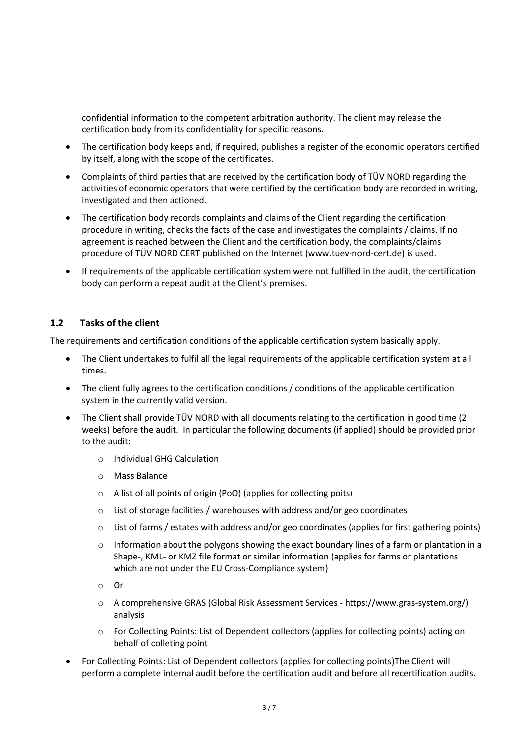confidential information to the competent arbitration authority. The client may release the certification body from its confidentiality for specific reasons.

- The certification body keeps and, if required, publishes a register of the economic operators certified by itself, along with the scope of the certificates.
- Complaints of third parties that are received by the certification body of TÜV NORD regarding the activities of economic operators that were certified by the certification body are recorded in writing, investigated and then actioned.
- The certification body records complaints and claims of the Client regarding the certification procedure in writing, checks the facts of the case and investigates the complaints / claims. If no agreement is reached between the Client and the certification body, the complaints/claims procedure of TÜV NORD CERT published on the Internet (www.tuev-nord-cert.de) is used.
- If requirements of the applicable certification system were not fulfilled in the audit, the certification body can perform a repeat audit at the Client's premises.

## 1.2 Tasks of the client

The requirements and certification conditions of the applicable certification system basically apply.

- The Client undertakes to fulfil all the legal requirements of the applicable certification system at all times.
- The client fully agrees to the certification conditions / conditions of the applicable certification system in the currently valid version.
- The Client shall provide TÜV NORD with all documents relating to the certification in good time (2 weeks) before the audit. In particular the following documents (if applied) should be provided prior to the audit:
  - Individual GHG Calculation
  - Mass Balance
  - A list of all points of origin (PoO) (applies for collecting poits)
  - List of storage facilities / warehouses with address and/or geo coordinates
  - List of farms / estates with address and/or geo coordinates (applies for first gathering points)
  - Information about the polygons showing the exact boundary lines of a farm or plantation in a Shape-, KML- or KMZ file format or similar information (applies for farms or plantations which are not under the EU Cross-Compliance system)
  - Or
  - A comprehensive GRAS (Global Risk Assessment Services - https://www.gras-system.org/) analysis
  - For Collecting Points: List of Dependent collectors (applies for collecting points) acting on behalf of colleting point
- For Collecting Points: List of Dependent collectors (applies for collecting points)The Client will perform a complete internal audit before the certification audit and before all recertification audits.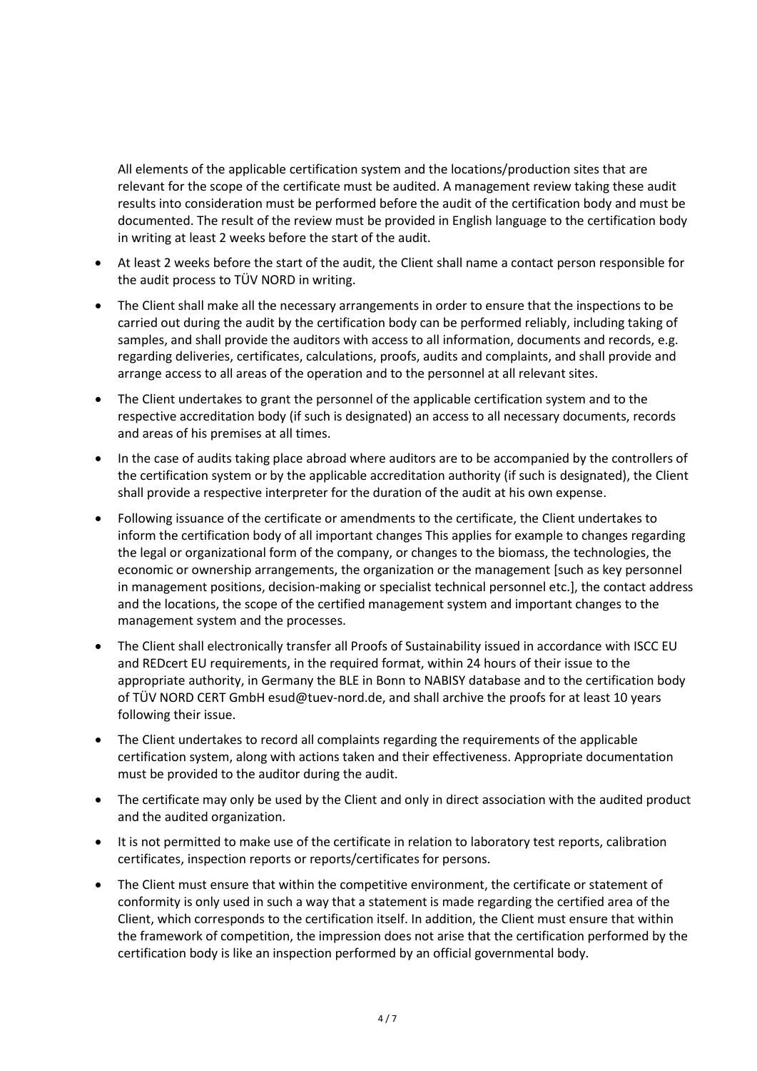All elements of the applicable certification system and the locations/production sites that are relevant for the scope of the certificate must be audited. A management review taking these audit results into consideration must be performed before the audit of the certification body and must be documented. The result of the review must be provided in English language to the certification body in writing at least 2 weeks before the start of the audit.

- At least 2 weeks before the start of the audit, the Client shall name a contact person responsible for the audit process to TÜV NORD in writing.
- The Client shall make all the necessary arrangements in order to ensure that the inspections to be carried out during the audit by the certification body can be performed reliably, including taking of samples, and shall provide the auditors with access to all information, documents and records, e.g. regarding deliveries, certificates, calculations, proofs, audits and complaints, and shall provide and arrange access to all areas of the operation and to the personnel at all relevant sites.
- The Client undertakes to grant the personnel of the applicable certification system and to the respective accreditation body (if such is designated) an access to all necessary documents, records and areas of his premises at all times.
- In the case of audits taking place abroad where auditors are to be accompanied by the controllers of the certification system or by the applicable accreditation authority (if such is designated), the Client shall provide a respective interpreter for the duration of the audit at his own expense.
- Following issuance of the certificate or amendments to the certificate, the Client undertakes to inform the certification body of all important changes This applies for example to changes regarding the legal or organizational form of the company, or changes to the biomass, the technologies, the economic or ownership arrangements, the organization or the management [such as key personnel in management positions, decision-making or specialist technical personnel etc.], the contact address and the locations, the scope of the certified management system and important changes to the management system and the processes.
- The Client shall electronically transfer all Proofs of Sustainability issued in accordance with ISCC EU and REDcert EU requirements, in the required format, within 24 hours of their issue to the appropriate authority, in Germany the BLE in Bonn to NABISY database and to the certification body of TÜV NORD CERT GmbH esud@tuev-nord.de, and shall archive the proofs for at least 10 years following their issue.
- The Client undertakes to record all complaints regarding the requirements of the applicable certification system, along with actions taken and their effectiveness. Appropriate documentation must be provided to the auditor during the audit.
- The certificate may only be used by the Client and only in direct association with the audited product and the audited organization.
- It is not permitted to make use of the certificate in relation to laboratory test reports, calibration certificates, inspection reports or reports/certificates for persons.
- The Client must ensure that within the competitive environment, the certificate or statement of conformity is only used in such a way that a statement is made regarding the certified area of the Client, which corresponds to the certification itself. In addition, the Client must ensure that within the framework of competition, the impression does not arise that the certification performed by the certification body is like an inspection performed by an official governmental body.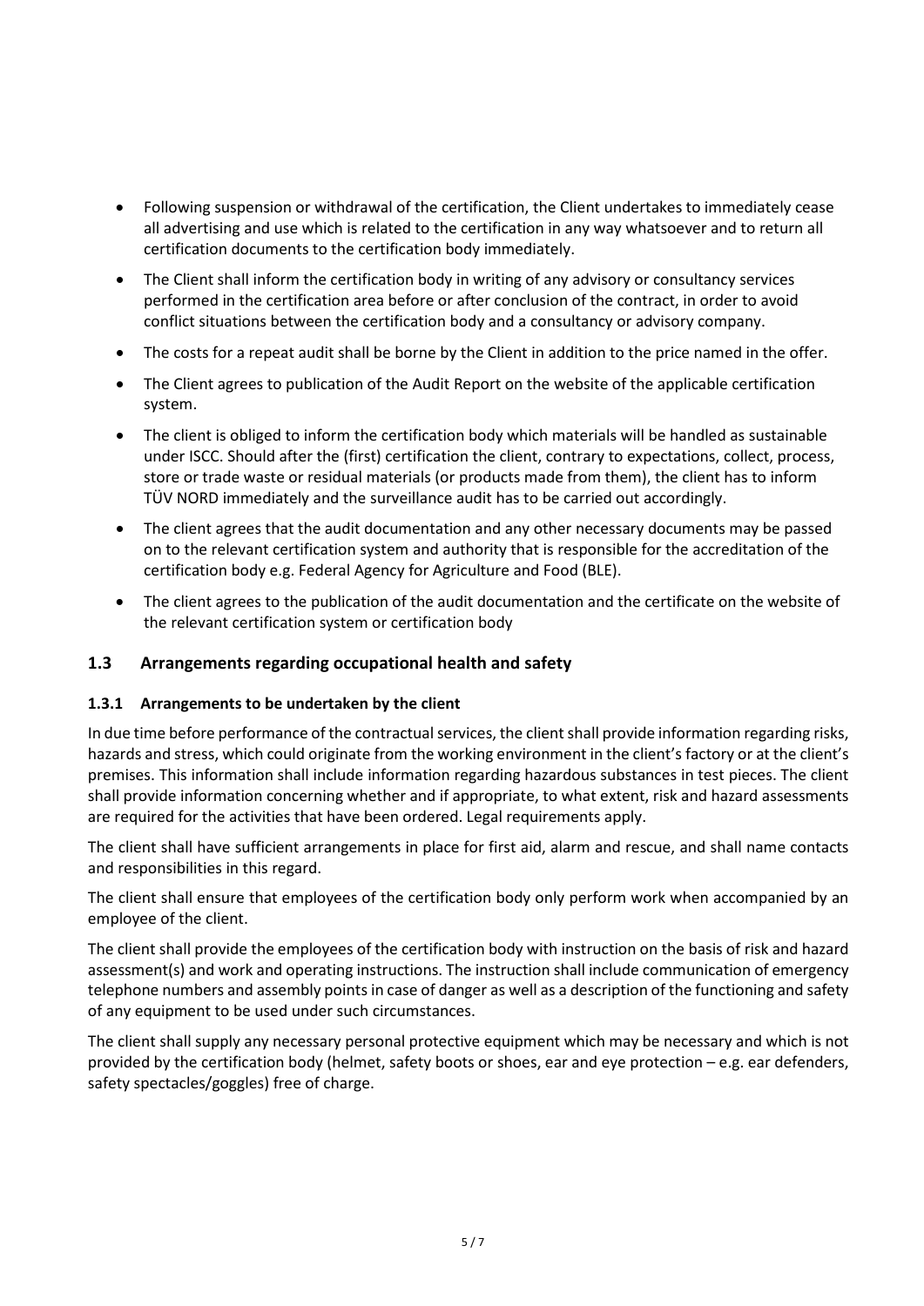- Following suspension or withdrawal of the certification, the Client undertakes to immediately cease all advertising and use which is related to the certification in any way whatsoever and to return all certification documents to the certification body immediately.
- The Client shall inform the certification body in writing of any advisory or consultancy services performed in the certification area before or after conclusion of the contract, in order to avoid conflict situations between the certification body and a consultancy or advisory company.
- The costs for a repeat audit shall be borne by the Client in addition to the price named in the offer.
- The Client agrees to publication of the Audit Report on the website of the applicable certification system.
- The client is obliged to inform the certification body which materials will be handled as sustainable under ISCC. Should after the (first) certification the client, contrary to expectations, collect, process, store or trade waste or residual materials (or products made from them), the client has to inform TÜV NORD immediately and the surveillance audit has to be carried out accordingly.
- The client agrees that the audit documentation and any other necessary documents may be passed on to the relevant certification system and authority that is responsible for the accreditation of the certification body e.g. Federal Agency for Agriculture and Food (BLE).
- The client agrees to the publication of the audit documentation and the certificate on the website of the relevant certification system or certification body

## 1.3 Arrangements regarding occupational health and safety

### 1.3.1 Arrangements to be undertaken by the client

In due time before performance of the contractual services, the client shall provide information regarding risks, hazards and stress, which could originate from the working environment in the client's factory or at the client's premises. This information shall include information regarding hazardous substances in test pieces. The client shall provide information concerning whether and if appropriate, to what extent, risk and hazard assessments are required for the activities that have been ordered. Legal requirements apply.

The client shall have sufficient arrangements in place for first aid, alarm and rescue, and shall name contacts and responsibilities in this regard.

The client shall ensure that employees of the certification body only perform work when accompanied by an employee of the client.

The client shall provide the employees of the certification body with instruction on the basis of risk and hazard assessment(s) and work and operating instructions. The instruction shall include communication of emergency telephone numbers and assembly points in case of danger as well as a description of the functioning and safety of any equipment to be used under such circumstances.

The client shall supply any necessary personal protective equipment which may be necessary and which is not provided by the certification body (helmet, safety boots or shoes, ear and eye protection – e.g. ear defenders, safety spectacles/goggles) free of charge.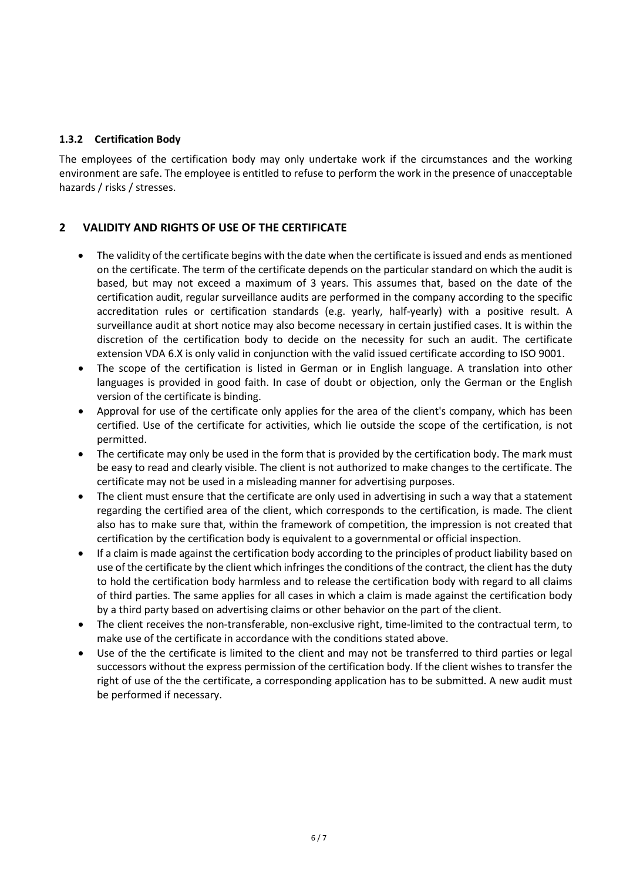### 1.3.2 Certification Body

The employees of the certification body may only undertake work if the circumstances and the working environment are safe. The employee is entitled to refuse to perform the work in the presence of unacceptable hazards / risks / stresses.

## 2 VALIDITY AND RIGHTS OF USE OF THE CERTIFICATE

- The validity of the certificate begins with the date when the certificate is issued and ends as mentioned on the certificate. The term of the certificate depends on the particular standard on which the audit is based, but may not exceed a maximum of 3 years. This assumes that, based on the date of the certification audit, regular surveillance audits are performed in the company according to the specific accreditation rules or certification standards (e.g. yearly, half-yearly) with a positive result. A surveillance audit at short notice may also become necessary in certain justified cases. It is within the discretion of the certification body to decide on the necessity for such an audit. The certificate extension VDA 6.X is only valid in conjunction with the valid issued certificate according to ISO 9001.
- The scope of the certification is listed in German or in English language. A translation into other languages is provided in good faith. In case of doubt or objection, only the German or the English version of the certificate is binding.
- Approval for use of the certificate only applies for the area of the client's company, which has been certified. Use of the certificate for activities, which lie outside the scope of the certification, is not permitted.
- The certificate may only be used in the form that is provided by the certification body. The mark must be easy to read and clearly visible. The client is not authorized to make changes to the certificate. The certificate may not be used in a misleading manner for advertising purposes.
- The client must ensure that the certificate are only used in advertising in such a way that a statement regarding the certified area of the client, which corresponds to the certification, is made. The client also has to make sure that, within the framework of competition, the impression is not created that certification by the certification body is equivalent to a governmental or official inspection.
- If a claim is made against the certification body according to the principles of product liability based on use of the certificate by the client which infringes the conditions of the contract, the client has the duty to hold the certification body harmless and to release the certification body with regard to all claims of third parties. The same applies for all cases in which a claim is made against the certification body by a third party based on advertising claims or other behavior on the part of the client.
- The client receives the non-transferable, non-exclusive right, time-limited to the contractual term, to make use of the certificate in accordance with the conditions stated above.
- Use of the the certificate is limited to the client and may not be transferred to third parties or legal successors without the express permission of the certification body. If the client wishes to transfer the right of use of the the certificate, a corresponding application has to be submitted. A new audit must be performed if necessary.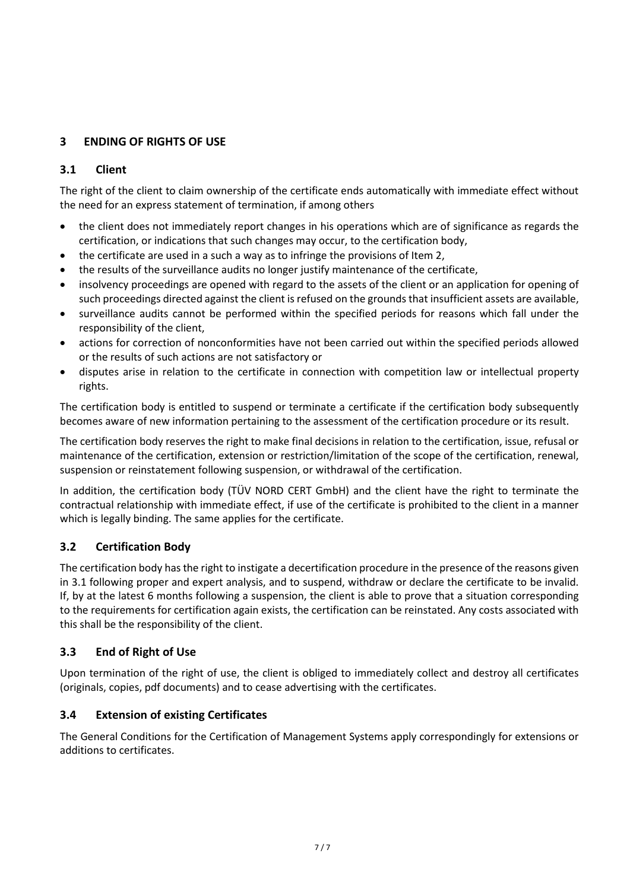## 3 ENDING OF RIGHTS OF USE

### 3.1 Client

The right of the client to claim ownership of the certificate ends automatically with immediate effect without the need for an express statement of termination, if among others

- the client does not immediately report changes in his operations which are of significance as regards the certification, or indications that such changes may occur, to the certification body,
- the certificate are used in a such a way as to infringe the provisions of Item 2,
- the results of the surveillance audits no longer justify maintenance of the certificate,
- insolvency proceedings are opened with regard to the assets of the client or an application for opening of such proceedings directed against the client is refused on the grounds that insufficient assets are available,
- surveillance audits cannot be performed within the specified periods for reasons which fall under the responsibility of the client,
- actions for correction of nonconformities have not been carried out within the specified periods allowed or the results of such actions are not satisfactory or
- disputes arise in relation to the certificate in connection with competition law or intellectual property rights.

The certification body is entitled to suspend or terminate a certificate if the certification body subsequently becomes aware of new information pertaining to the assessment of the certification procedure or its result.

The certification body reserves the right to make final decisions in relation to the certification, issue, refusal or maintenance of the certification, extension or restriction/limitation of the scope of the certification, renewal, suspension or reinstatement following suspension, or withdrawal of the certification.

In addition, the certification body (TÜV NORD CERT GmbH) and the client have the right to terminate the contractual relationship with immediate effect, if use of the certificate is prohibited to the client in a manner which is legally binding. The same applies for the certificate.

### 3.2 Certification Body

The certification body has the right to instigate a decertification procedure in the presence of the reasons given in 3.1 following proper and expert analysis, and to suspend, withdraw or declare the certificate to be invalid. If, by at the latest 6 months following a suspension, the client is able to prove that a situation corresponding to the requirements for certification again exists, the certification can be reinstated. Any costs associated with this shall be the responsibility of the client.

### 3.3 End of Right of Use

Upon termination of the right of use, the client is obliged to immediately collect and destroy all certificates (originals, copies, pdf documents) and to cease advertising with the certificates.

### 3.4 Extension of existing Certificates

The General Conditions for the Certification of Management Systems apply correspondingly for extensions or additions to certificates.